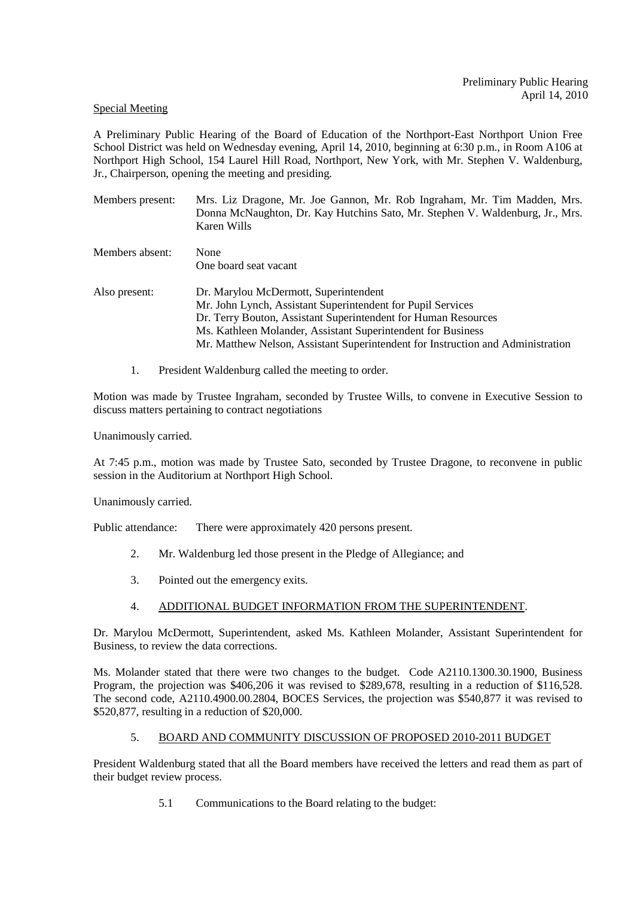Preliminary Public Hearing
April 14, 2010

Special Meeting

A Preliminary Public Hearing of the Board of Education of the Northport-East Northport Union Free School District was held on Wednesday evening, April 14, 2010, beginning at 6:30 p.m., in Room A106 at Northport High School, 154 Laurel Hill Road, Northport, New York, with Mr. Stephen V. Waldenburg, Jr., Chairperson, opening the meeting and presiding.

| | |
|---|---|
| Members present: | Mrs. Liz Dragone, Mr. Joe Gannon, Mr. Rob Ingraham, Mr. Tim Madden, Mrs. Donna McNaughton, Dr. Kay Hutchins Sato, Mr. Stephen V. Waldenburg, Jr., Mrs. Karen Wills |
| Members absent: | None<br>One board seat vacant |
| Also present: | Dr. Marylou McDermott, Superintendent<br>Mr. John Lynch, Assistant Superintendent for Pupil Services<br>Dr. Terry Bouton, Assistant Superintendent for Human Resources<br>Ms. Kathleen Molander, Assistant Superintendent for Business<br>Mr. Matthew Nelson, Assistant Superintendent for Instruction and Administration |

1. President Waldenburg called the meeting to order.

Motion was made by Trustee Ingraham, seconded by Trustee Wills, to convene in Executive Session to discuss matters pertaining to contract negotiations

Unanimously carried.

At 7:45 p.m., motion was made by Trustee Sato, seconded by Trustee Dragone, to reconvene in public session in the Auditorium at Northport High School.

Unanimously carried.

Public attendance: There were approximately 420 persons present.

2. Mr. Waldenburg led those present in the Pledge of Allegiance; and

3. Pointed out the emergency exits.

4. ADDITIONAL BUDGET INFORMATION FROM THE SUPERINTENDENT.

Dr. Marylou McDermott, Superintendent, asked Ms. Kathleen Molander, Assistant Superintendent for Business, to review the data corrections.

Ms. Molander stated that there were two changes to the budget. Code A2110.1300.30.1900, Business Program, the projection was $406,206 it was revised to $289,678, resulting in a reduction of $116,528. The second code, A2110.4900.00.2804, BOCES Services, the projection was $540,877 it was revised to $520,877, resulting in a reduction of $20,000.

5. BOARD AND COMMUNITY DISCUSSION OF PROPOSED 2010-2011 BUDGET

President Waldenburg stated that all the Board members have received the letters and read them as part of their budget review process.

5.1 Communications to the Board relating to the budget: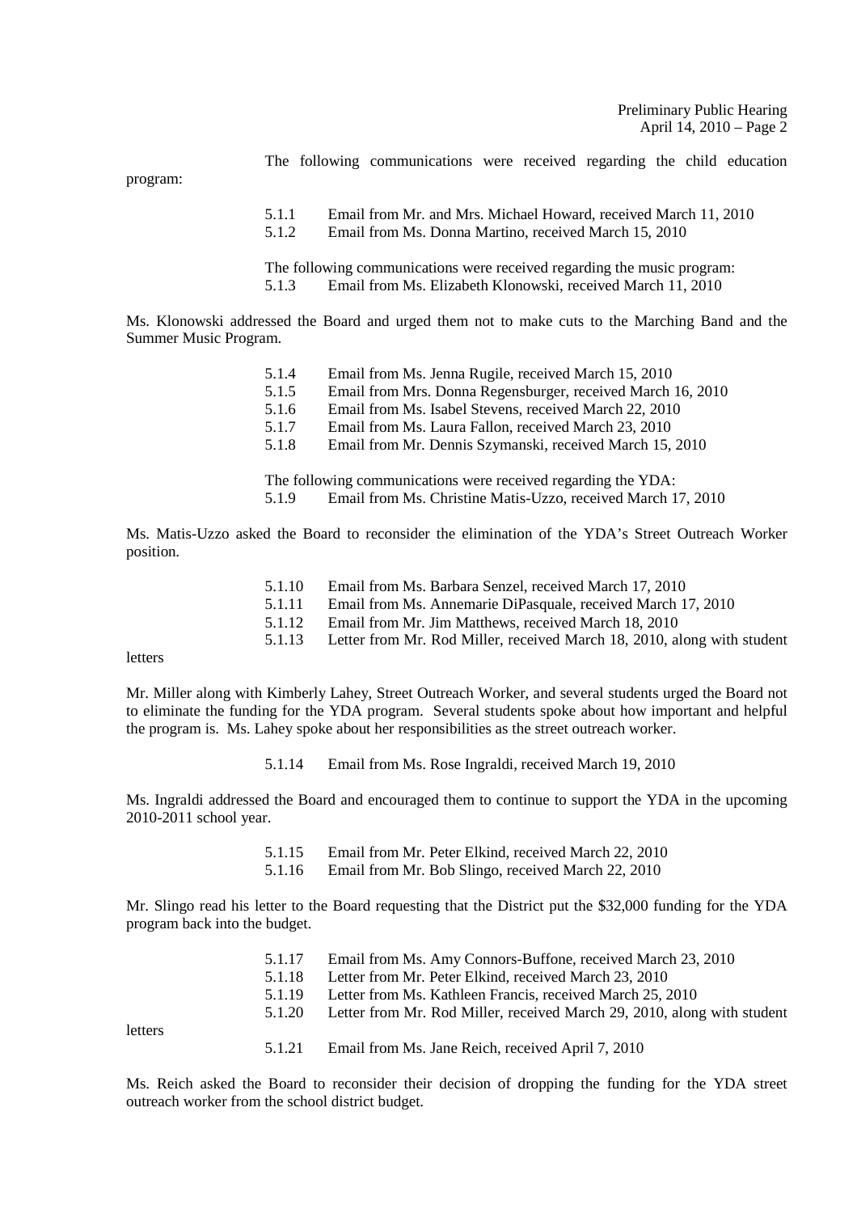The following communications were received regarding the child education program:

5.1.1 Email from Mr. and Mrs. Michael Howard, received March 11, 2010
5.1.2 Email from Ms. Donna Martino, received March 15, 2010

The following communications were received regarding the music program:
5.1.3 Email from Ms. Elizabeth Klonowski, received March 11, 2010

Ms. Klonowski addressed the Board and urged them not to make cuts to the Marching Band and the Summer Music Program.

5.1.4 Email from Ms. Jenna Rugile, received March 15, 2010
5.1.5 Email from Mrs. Donna Regensburger, received March 16, 2010
5.1.6 Email from Ms. Isabel Stevens, received March 22, 2010
5.1.7 Email from Ms. Laura Fallon, received March 23, 2010
5.1.8 Email from Mr. Dennis Szymanski, received March 15, 2010

The following communications were received regarding the YDA:
5.1.9 Email from Ms. Christine Matis-Uzzo, received March 17, 2010

Ms. Matis-Uzzo asked the Board to reconsider the elimination of the YDA's Street Outreach Worker position.

5.1.10 Email from Ms. Barbara Senzel, received March 17, 2010
5.1.11 Email from Ms. Annemarie DiPasquale, received March 17, 2010
5.1.12 Email from Mr. Jim Matthews, received March 18, 2010
5.1.13 Letter from Mr. Rod Miller, received March 18, 2010, along with student letters

Mr. Miller along with Kimberly Lahey, Street Outreach Worker, and several students urged the Board not to eliminate the funding for the YDA program. Several students spoke about how important and helpful the program is. Ms. Lahey spoke about her responsibilities as the street outreach worker.

5.1.14 Email from Ms. Rose Ingraldi, received March 19, 2010

Ms. Ingraldi addressed the Board and encouraged them to continue to support the YDA in the upcoming 2010-2011 school year.

5.1.15 Email from Mr. Peter Elkind, received March 22, 2010
5.1.16 Email from Mr. Bob Slingo, received March 22, 2010

Mr. Slingo read his letter to the Board requesting that the District put the $32,000 funding for the YDA program back into the budget.

5.1.17 Email from Ms. Amy Connors-Buffone, received March 23, 2010
5.1.18 Letter from Mr. Peter Elkind, received March 23, 2010
5.1.19 Letter from Ms. Kathleen Francis, received March 25, 2010
5.1.20 Letter from Mr. Rod Miller, received March 29, 2010, along with student letters
5.1.21 Email from Ms. Jane Reich, received April 7, 2010

Ms. Reich asked the Board to reconsider their decision of dropping the funding for the YDA street outreach worker from the school district budget.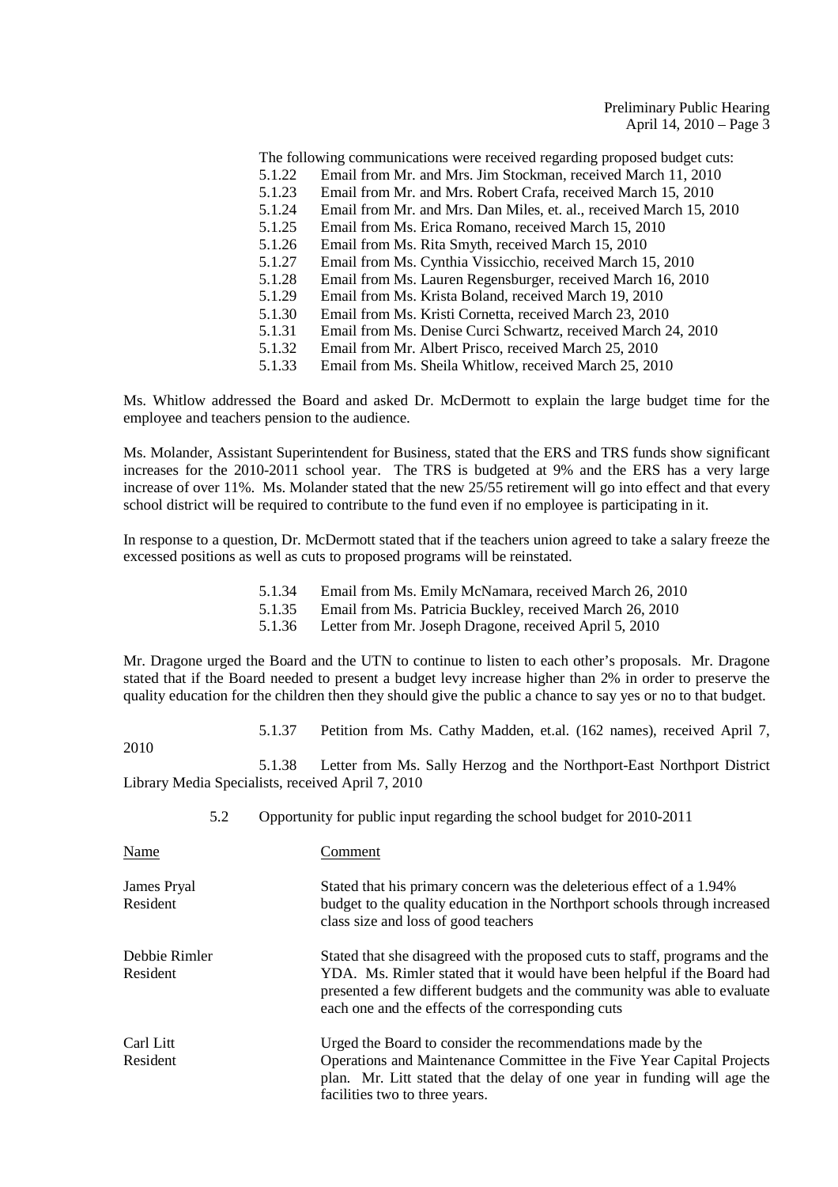The following communications were received regarding proposed budget cuts:

- 5.1.22 Email from Mr. and Mrs. Jim Stockman, received March 11, 2010
- 5.1.23 Email from Mr. and Mrs. Robert Crafa, received March 15, 2010
- 5.1.24 Email from Mr. and Mrs. Dan Miles, et. al., received March 15, 2010
- 5.1.25 Email from Ms. Erica Romano, received March 15, 2010
- 5.1.26 Email from Ms. Rita Smyth, received March 15, 2010
- 5.1.27 Email from Ms. Cynthia Vissicchio, received March 15, 2010
- 5.1.28 Email from Ms. Lauren Regensburger, received March 16, 2010
- 5.1.29 Email from Ms. Krista Boland, received March 19, 2010
- 5.1.30 Email from Ms. Kristi Cornetta, received March 23, 2010
- 5.1.31 Email from Ms. Denise Curci Schwartz, received March 24, 2010
- 5.1.32 Email from Mr. Albert Prisco, received March 25, 2010
- 5.1.33 Email from Ms. Sheila Whitlow, received March 25, 2010

Ms. Whitlow addressed the Board and asked Dr. McDermott to explain the large budget time for the employee and teachers pension to the audience.

Ms. Molander, Assistant Superintendent for Business, stated that the ERS and TRS funds show significant increases for the 2010-2011 school year. The TRS is budgeted at 9% and the ERS has a very large increase of over 11%. Ms. Molander stated that the new 25/55 retirement will go into effect and that every school district will be required to contribute to the fund even if no employee is participating in it.

In response to a question, Dr. McDermott stated that if the teachers union agreed to take a salary freeze the excessed positions as well as cuts to proposed programs will be reinstated.

- 5.1.34 Email from Ms. Emily McNamara, received March 26, 2010
- 5.1.35 Email from Ms. Patricia Buckley, received March 26, 2010
- 5.1.36 Letter from Mr. Joseph Dragone, received April 5, 2010

Mr. Dragone urged the Board and the UTN to continue to listen to each other's proposals. Mr. Dragone stated that if the Board needed to present a budget levy increase higher than 2% in order to preserve the quality education for the children then they should give the public a chance to say yes or no to that budget.

- 5.1.37 Petition from Ms. Cathy Madden, et.al. (162 names), received April 7, 2010
- 5.1.38 Letter from Ms. Sally Herzog and the Northport-East Northport District Library Media Specialists, received April 7, 2010

5.2 Opportunity for public input regarding the school budget for 2010-2011

| Name | Comment |
|---|---|
| James Pryal<br>Resident | Stated that his primary concern was the deleterious effect of a 1.94% budget to the quality education in the Northport schools through increased class size and loss of good teachers |
| Debbie Rimler<br>Resident | Stated that she disagreed with the proposed cuts to staff, programs and the YDA. Ms. Rimler stated that it would have been helpful if the Board had presented a few different budgets and the community was able to evaluate each one and the effects of the corresponding cuts |
| Carl Litt<br>Resident | Urged the Board to consider the recommendations made by the Operations and Maintenance Committee in the Five Year Capital Projects plan. Mr. Litt stated that the delay of one year in funding will age the facilities two to three years. |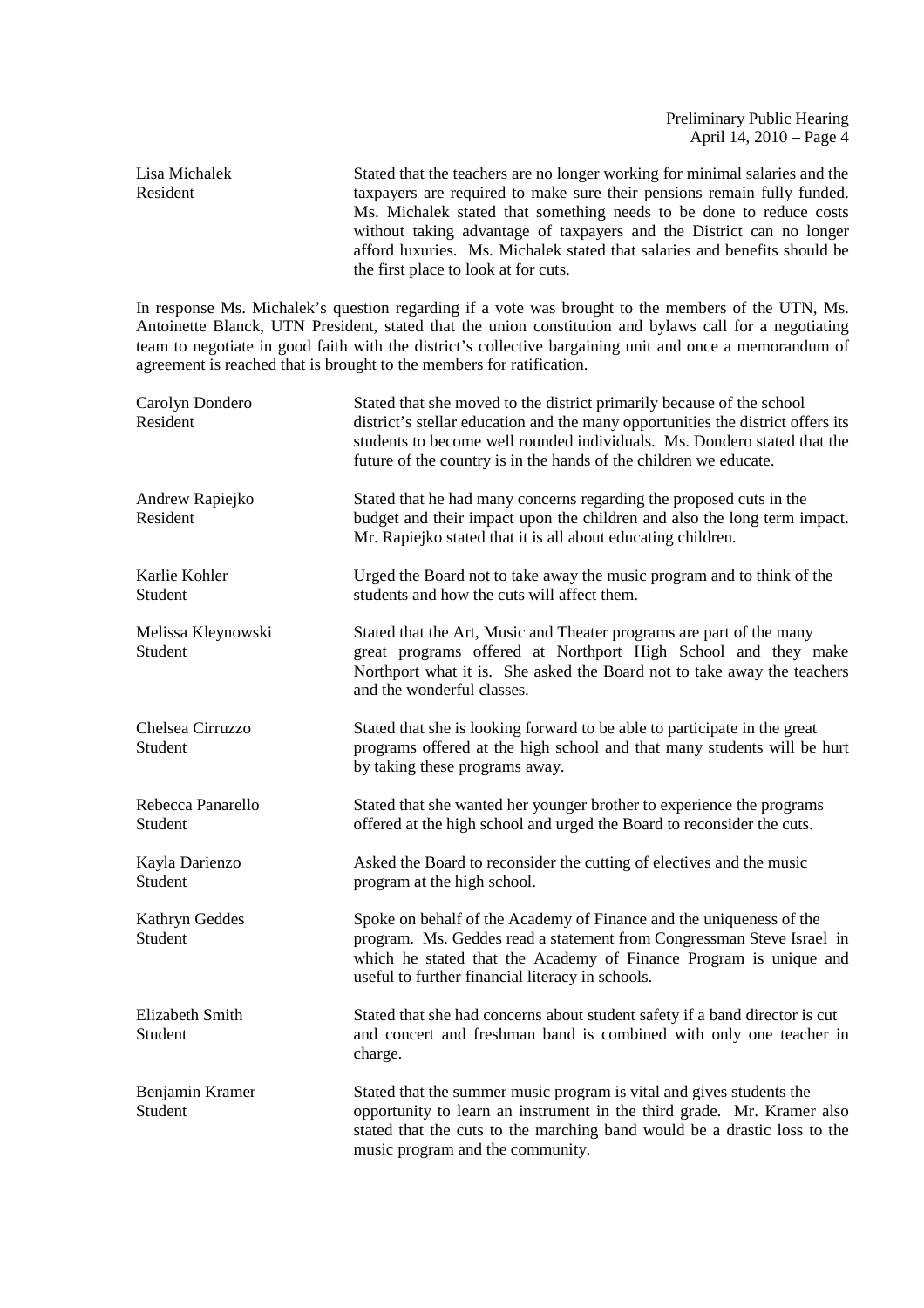Lisa Michalek
Resident

Stated that the teachers are no longer working for minimal salaries and the taxpayers are required to make sure their pensions remain fully funded. Ms. Michalek stated that something needs to be done to reduce costs without taking advantage of taxpayers and the District can no longer afford luxuries. Ms. Michalek stated that salaries and benefits should be the first place to look at for cuts.

In response Ms. Michalek's question regarding if a vote was brought to the members of the UTN, Ms. Antoinette Blanck, UTN President, stated that the union constitution and bylaws call for a negotiating team to negotiate in good faith with the district's collective bargaining unit and once a memorandum of agreement is reached that is brought to the members for ratification.

Carolyn Dondero
Resident

Stated that she moved to the district primarily because of the school district's stellar education and the many opportunities the district offers its students to become well rounded individuals. Ms. Dondero stated that the future of the country is in the hands of the children we educate.

Andrew Rapiejko
Resident

Stated that he had many concerns regarding the proposed cuts in the budget and their impact upon the children and also the long term impact. Mr. Rapiejko stated that it is all about educating children.

Karlie Kohler
Student

Urged the Board not to take away the music program and to think of the students and how the cuts will affect them.

Melissa Kleynowski
Student

Stated that the Art, Music and Theater programs are part of the many great programs offered at Northport High School and they make Northport what it is. She asked the Board not to take away the teachers and the wonderful classes.

Chelsea Cirruzzo
Student

Stated that she is looking forward to be able to participate in the great programs offered at the high school and that many students will be hurt by taking these programs away.

Rebecca Panarello
Student

Stated that she wanted her younger brother to experience the programs offered at the high school and urged the Board to reconsider the cuts.

Kayla Darienzo
Student

Asked the Board to reconsider the cutting of electives and the music program at the high school.

Kathryn Geddes
Student

Spoke on behalf of the Academy of Finance and the uniqueness of the program. Ms. Geddes read a statement from Congressman Steve Israel in which he stated that the Academy of Finance Program is unique and useful to further financial literacy in schools.

Elizabeth Smith
Student

Stated that she had concerns about student safety if a band director is cut and concert and freshman band is combined with only one teacher in charge.

Benjamin Kramer
Student

Stated that the summer music program is vital and gives students the opportunity to learn an instrument in the third grade. Mr. Kramer also stated that the cuts to the marching band would be a drastic loss to the music program and the community.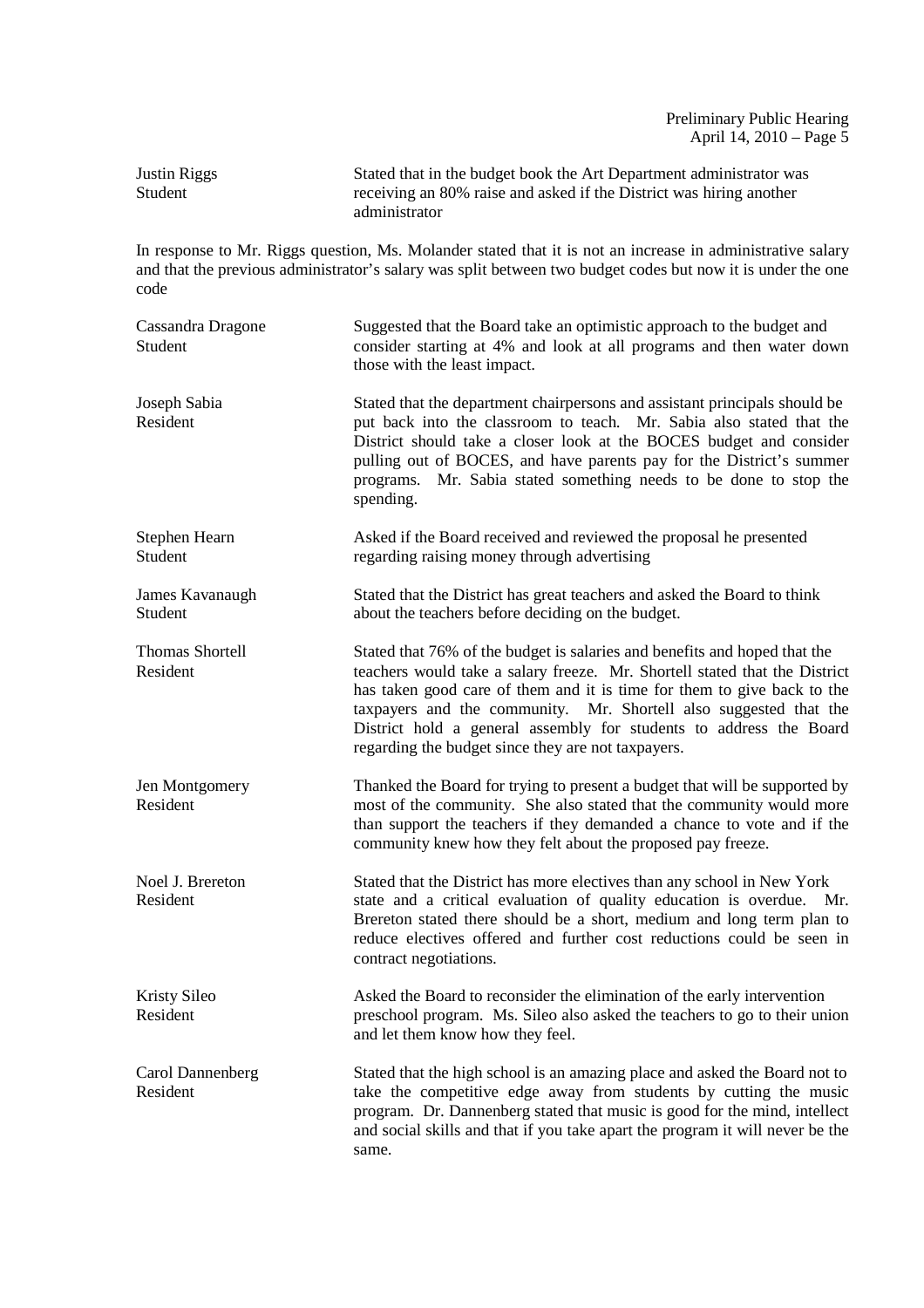**Justin Riggs**
Student

Stated that in the budget book the Art Department administrator was receiving an 80% raise and asked if the District was hiring another administrator

In response to Mr. Riggs question, Ms. Molander stated that it is not an increase in administrative salary and that the previous administrator's salary was split between two budget codes but now it is under the one code

**Cassandra Dragone**
Student

Suggested that the Board take an optimistic approach to the budget and consider starting at 4% and look at all programs and then water down those with the least impact.

**Joseph Sabia**
Resident

Stated that the department chairpersons and assistant principals should be put back into the classroom to teach. Mr. Sabia also stated that the District should take a closer look at the BOCES budget and consider pulling out of BOCES, and have parents pay for the District's summer programs. Mr. Sabia stated something needs to be done to stop the spending.

**Stephen Hearn**
Student

Asked if the Board received and reviewed the proposal he presented regarding raising money through advertising

**James Kavanaugh**
Student

Stated that the District has great teachers and asked the Board to think about the teachers before deciding on the budget.

**Thomas Shortell**
Resident

Stated that 76% of the budget is salaries and benefits and hoped that the teachers would take a salary freeze. Mr. Shortell stated that the District has taken good care of them and it is time for them to give back to the taxpayers and the community. Mr. Shortell also suggested that the District hold a general assembly for students to address the Board regarding the budget since they are not taxpayers.

**Jen Montgomery**
Resident

Thanked the Board for trying to present a budget that will be supported by most of the community. She also stated that the community would more than support the teachers if they demanded a chance to vote and if the community knew how they felt about the proposed pay freeze.

**Noel J. Brereton**
Resident

Stated that the District has more electives than any school in New York state and a critical evaluation of quality education is overdue. Mr. Brereton stated there should be a short, medium and long term plan to reduce electives offered and further cost reductions could be seen in contract negotiations.

**Kristy Sileo**
Resident

Asked the Board to reconsider the elimination of the early intervention preschool program. Ms. Sileo also asked the teachers to go to their union and let them know how they feel.

**Carol Dannenberg**
Resident

Stated that the high school is an amazing place and asked the Board not to take the competitive edge away from students by cutting the music program. Dr. Dannenberg stated that music is good for the mind, intellect and social skills and that if you take apart the program it will never be the same.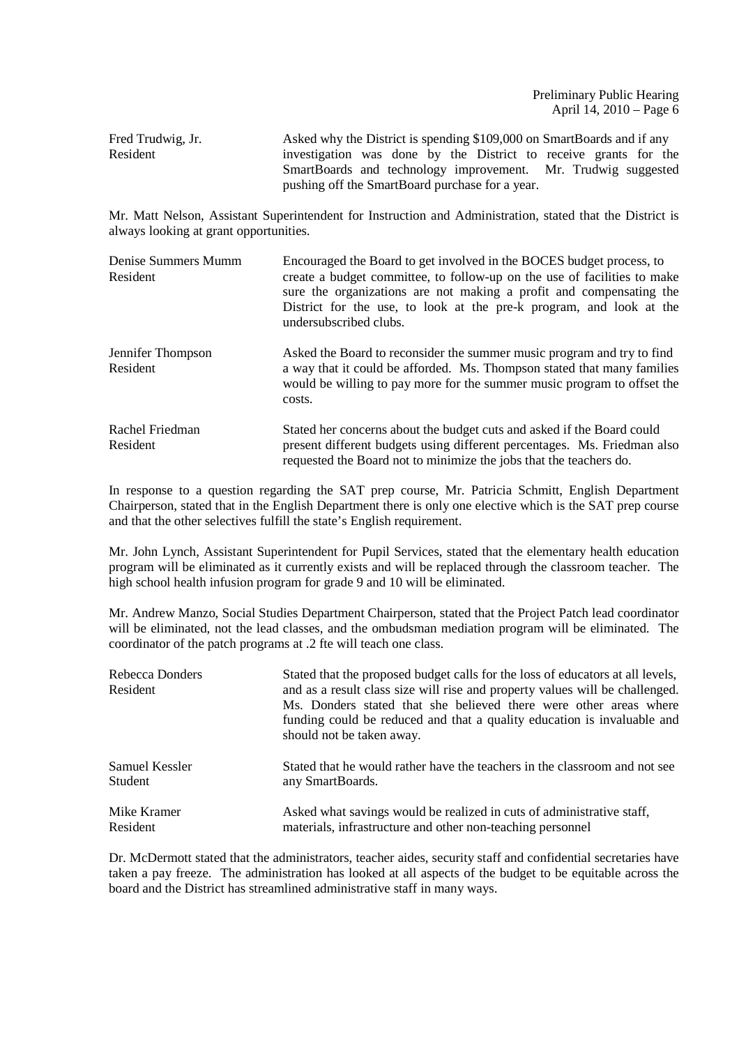Fred Trudwig, Jr.
Resident

Asked why the District is spending $109,000 on SmartBoards and if any investigation was done by the District to receive grants for the SmartBoards and technology improvement. Mr. Trudwig suggested pushing off the SmartBoard purchase for a year.

Mr. Matt Nelson, Assistant Superintendent for Instruction and Administration, stated that the District is always looking at grant opportunities.

Denise Summers Mumm
Resident

Encouraged the Board to get involved in the BOCES budget process, to create a budget committee, to follow-up on the use of facilities to make sure the organizations are not making a profit and compensating the District for the use, to look at the pre-k program, and look at the undersubscribed clubs.

Jennifer Thompson
Resident

Asked the Board to reconsider the summer music program and try to find a way that it could be afforded. Ms. Thompson stated that many families would be willing to pay more for the summer music program to offset the costs.

Rachel Friedman
Resident

Stated her concerns about the budget cuts and asked if the Board could present different budgets using different percentages. Ms. Friedman also requested the Board not to minimize the jobs that the teachers do.

In response to a question regarding the SAT prep course, Mr. Patricia Schmitt, English Department Chairperson, stated that in the English Department there is only one elective which is the SAT prep course and that the other selectives fulfill the state's English requirement.

Mr. John Lynch, Assistant Superintendent for Pupil Services, stated that the elementary health education program will be eliminated as it currently exists and will be replaced through the classroom teacher. The high school health infusion program for grade 9 and 10 will be eliminated.

Mr. Andrew Manzo, Social Studies Department Chairperson, stated that the Project Patch lead coordinator will be eliminated, not the lead classes, and the ombudsman mediation program will be eliminated. The coordinator of the patch programs at .2 fte will teach one class.

Rebecca Donders
Resident

Stated that the proposed budget calls for the loss of educators at all levels, and as a result class size will rise and property values will be challenged. Ms. Donders stated that she believed there were other areas where funding could be reduced and that a quality education is invaluable and should not be taken away.

Samuel Kessler
Student

Stated that he would rather have the teachers in the classroom and not see any SmartBoards.

Mike Kramer
Resident

Asked what savings would be realized in cuts of administrative staff, materials, infrastructure and other non-teaching personnel

Dr. McDermott stated that the administrators, teacher aides, security staff and confidential secretaries have taken a pay freeze. The administration has looked at all aspects of the budget to be equitable across the board and the District has streamlined administrative staff in many ways.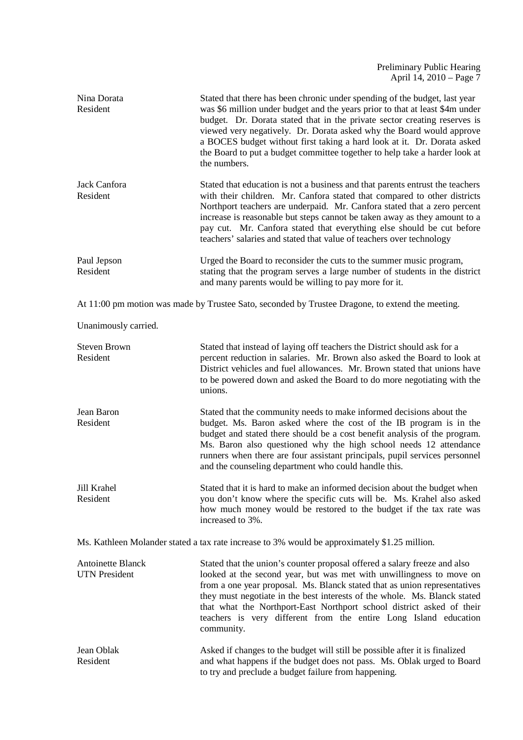| | |
|---|---|
| Nina Dorata<br>Resident | Stated that there has been chronic under spending of the budget, last year was $6 million under budget and the years prior to that at least $4m under budget. Dr. Dorata stated that in the private sector creating reserves is viewed very negatively. Dr. Dorata asked why the Board would approve a BOCES budget without first taking a hard look at it. Dr. Dorata asked the Board to put a budget committee together to help take a harder look at the numbers. |
| Jack Canfora<br>Resident | Stated that education is not a business and that parents entrust the teachers with their children. Mr. Canfora stated that compared to other districts Northport teachers are underpaid. Mr. Canfora stated that a zero percent increase is reasonable but steps cannot be taken away as they amount to a pay cut. Mr. Canfora stated that everything else should be cut before teachers' salaries and stated that value of teachers over technology |
| Paul Jepson<br>Resident | Urged the Board to reconsider the cuts to the summer music program, stating that the program serves a large number of students in the district and many parents would be willing to pay more for it. |

At 11:00 pm motion was made by Trustee Sato, seconded by Trustee Dragone, to extend the meeting.

Unanimously carried.

| | |
|---|---|
| Steven Brown<br>Resident | Stated that instead of laying off teachers the District should ask for a percent reduction in salaries. Mr. Brown also asked the Board to look at District vehicles and fuel allowances. Mr. Brown stated that unions have to be powered down and asked the Board to do more negotiating with the unions. |
| Jean Baron<br>Resident | Stated that the community needs to make informed decisions about the budget. Ms. Baron asked where the cost of the IB program is in the budget and stated there should be a cost benefit analysis of the program. Ms. Baron also questioned why the high school needs 12 attendance runners when there are four assistant principals, pupil services personnel and the counseling department who could handle this. |
| Jill Krahel<br>Resident | Stated that it is hard to make an informed decision about the budget when you don't know where the specific cuts will be. Ms. Krahel also asked how much money would be restored to the budget if the tax rate was increased to 3%. |

Ms. Kathleen Molander stated a tax rate increase to 3% would be approximately $1.25 million.

| | |
|---|---|
| Antoinette Blanck<br>UTN President | Stated that the union's counter proposal offered a salary freeze and also looked at the second year, but was met with unwillingness to move on from a one year proposal. Ms. Blanck stated that as union representatives they must negotiate in the best interests of the whole. Ms. Blanck stated that what the Northport-East Northport school district asked of their teachers is very different from the entire Long Island education community. |
| Jean Oblak<br>Resident | Asked if changes to the budget will still be possible after it is finalized and what happens if the budget does not pass. Ms. Oblak urged to Board to try and preclude a budget failure from happening. |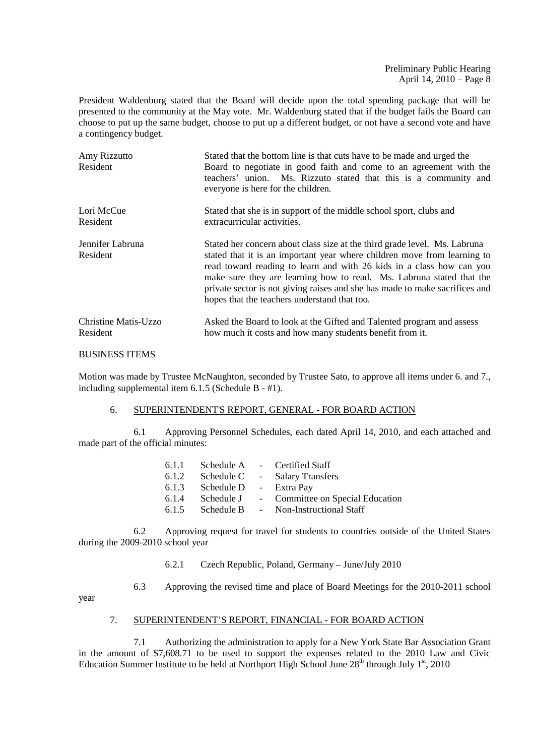President Waldenburg stated that the Board will decide upon the total spending package that will be presented to the community at the May vote. Mr. Waldenburg stated that if the budget fails the Board can choose to put up the same budget, choose to put up a different budget, or not have a second vote and have a contingency budget.

| | |
|---|---|
| Amy Rizzutto<br>Resident | Stated that the bottom line is that cuts have to be made and urged the Board to negotiate in good faith and come to an agreement with the teachers' union. Ms. Rizzuto stated that this is a community and everyone is here for the children. |
| Lori McCue<br>Resident | Stated that she is in support of the middle school sport, clubs and extracurricular activities. |
| Jennifer Labruna<br>Resident | Stated her concern about class size at the third grade level. Ms. Labruna stated that it is an important year where children move from learning to read toward reading to learn and with 26 kids in a class how can you make sure they are learning how to read. Ms. Labruna stated that the private sector is not giving raises and she has made to make sacrifices and hopes that the teachers understand that too. |
| Christine Matis-Uzzo<br>Resident | Asked the Board to look at the Gifted and Talented program and assess how much it costs and how many students benefit from it. |

BUSINESS ITEMS

Motion was made by Trustee McNaughton, seconded by Trustee Sato, to approve all items under 6. and 7., including supplemental item 6.1.5 (Schedule B - #1).

6. SUPERINTENDENT'S REPORT, GENERAL - FOR BOARD ACTION

6.1 Approving Personnel Schedules, each dated April 14, 2010, and each attached and made part of the official minutes:

| | | | |
|---|---|---|---|
| 6.1.1 | Schedule A | - | Certified Staff |
| 6.1.2 | Schedule C | - | Salary Transfers |
| 6.1.3 | Schedule D | - | Extra Pay |
| 6.1.4 | Schedule J | - | Committee on Special Education |
| 6.1.5 | Schedule B | - | Non-Instructional Staff |

6.2 Approving request for travel for students to countries outside of the United States during the 2009-2010 school year

6.2.1 Czech Republic, Poland, Germany – June/July 2010

6.3 Approving the revised time and place of Board Meetings for the 2010-2011 school year

7. SUPERINTENDENT'S REPORT, FINANCIAL - FOR BOARD ACTION

7.1 Authorizing the administration to apply for a New York State Bar Association Grant in the amount of $7,608.71 to be used to support the expenses related to the 2010 Law and Civic Education Summer Institute to be held at Northport High School June 28th through July 1st, 2010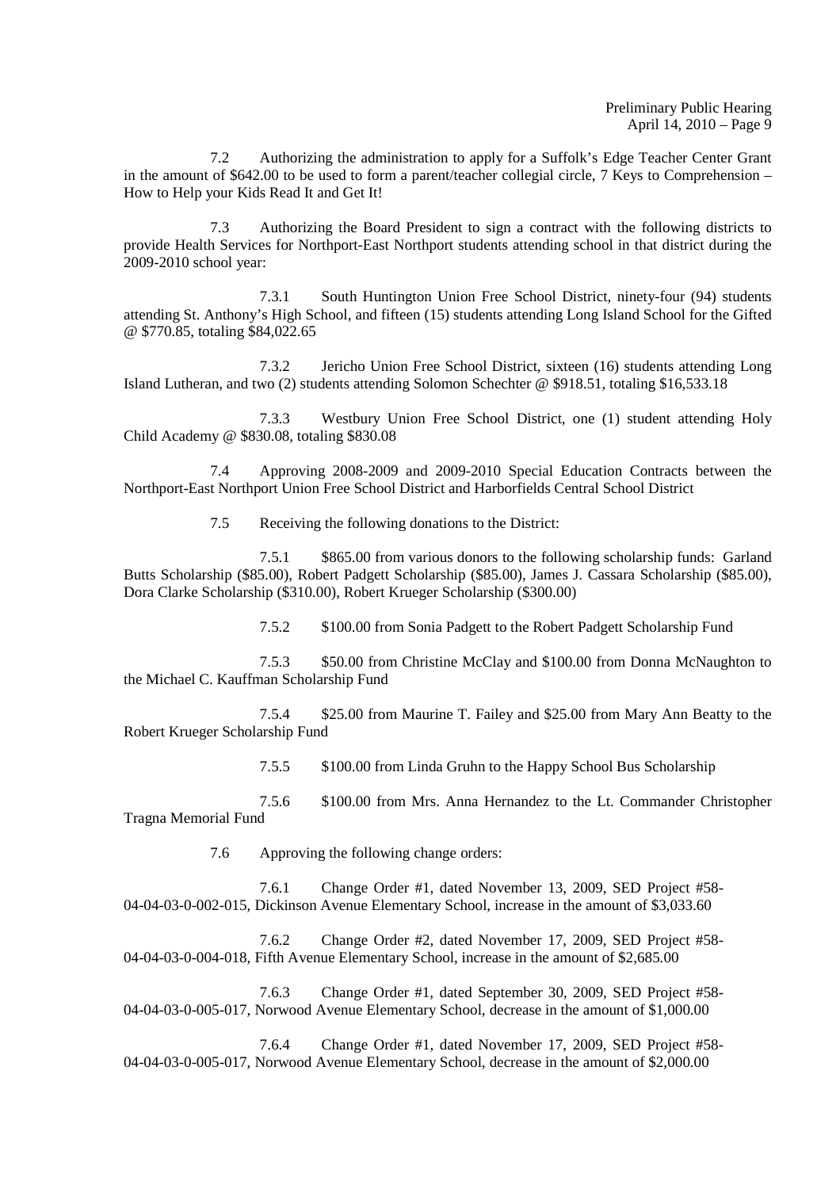7.2 Authorizing the administration to apply for a Suffolk's Edge Teacher Center Grant in the amount of $642.00 to be used to form a parent/teacher collegial circle, 7 Keys to Comprehension – How to Help your Kids Read It and Get It!

7.3 Authorizing the Board President to sign a contract with the following districts to provide Health Services for Northport-East Northport students attending school in that district during the 2009-2010 school year:

7.3.1 South Huntington Union Free School District, ninety-four (94) students attending St. Anthony's High School, and fifteen (15) students attending Long Island School for the Gifted @ $770.85, totaling $84,022.65

7.3.2 Jericho Union Free School District, sixteen (16) students attending Long Island Lutheran, and two (2) students attending Solomon Schechter @ $918.51, totaling $16,533.18

7.3.3 Westbury Union Free School District, one (1) student attending Holy Child Academy @ $830.08, totaling $830.08

7.4 Approving 2008-2009 and 2009-2010 Special Education Contracts between the Northport-East Northport Union Free School District and Harborfields Central School District

7.5 Receiving the following donations to the District:

7.5.1 $865.00 from various donors to the following scholarship funds: Garland Butts Scholarship ($85.00), Robert Padgett Scholarship ($85.00), James J. Cassara Scholarship ($85.00), Dora Clarke Scholarship ($310.00), Robert Krueger Scholarship ($300.00)

7.5.2 $100.00 from Sonia Padgett to the Robert Padgett Scholarship Fund

7.5.3 $50.00 from Christine McClay and $100.00 from Donna McNaughton to the Michael C. Kauffman Scholarship Fund

7.5.4 $25.00 from Maurine T. Failey and $25.00 from Mary Ann Beatty to the Robert Krueger Scholarship Fund

7.5.5 $100.00 from Linda Gruhn to the Happy School Bus Scholarship

7.5.6 $100.00 from Mrs. Anna Hernandez to the Lt. Commander Christopher Tragna Memorial Fund

7.6 Approving the following change orders:

7.6.1 Change Order #1, dated November 13, 2009, SED Project #58-04-04-03-0-002-015, Dickinson Avenue Elementary School, increase in the amount of $3,033.60

7.6.2 Change Order #2, dated November 17, 2009, SED Project #58-04-04-03-0-004-018, Fifth Avenue Elementary School, increase in the amount of $2,685.00

7.6.3 Change Order #1, dated September 30, 2009, SED Project #58-04-04-03-0-005-017, Norwood Avenue Elementary School, decrease in the amount of $1,000.00

7.6.4 Change Order #1, dated November 17, 2009, SED Project #58-04-04-03-0-005-017, Norwood Avenue Elementary School, decrease in the amount of $2,000.00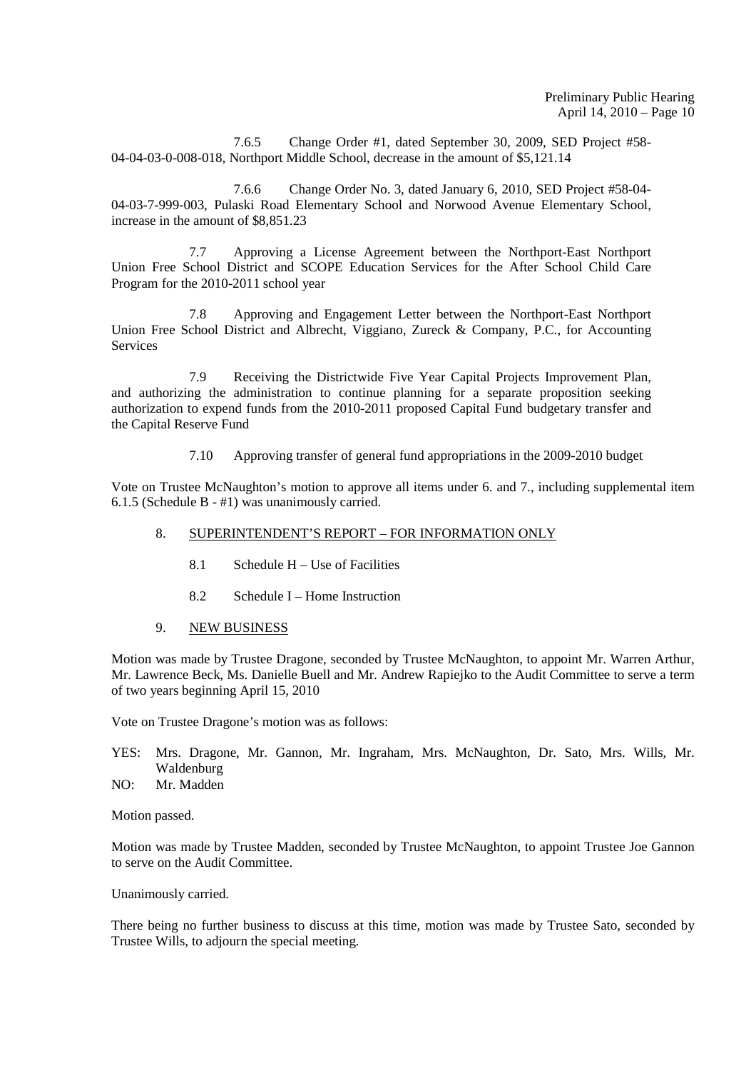7.6.5 Change Order #1, dated September 30, 2009, SED Project #58-04-04-03-0-008-018, Northport Middle School, decrease in the amount of $5,121.14

7.6.6 Change Order No. 3, dated January 6, 2010, SED Project #58-04-04-03-7-999-003, Pulaski Road Elementary School and Norwood Avenue Elementary School, increase in the amount of $8,851.23

7.7 Approving a License Agreement between the Northport-East Northport Union Free School District and SCOPE Education Services for the After School Child Care Program for the 2010-2011 school year

7.8 Approving and Engagement Letter between the Northport-East Northport Union Free School District and Albrecht, Viggiano, Zureck & Company, P.C., for Accounting Services

7.9 Receiving the Districtwide Five Year Capital Projects Improvement Plan, and authorizing the administration to continue planning for a separate proposition seeking authorization to expend funds from the 2010-2011 proposed Capital Fund budgetary transfer and the Capital Reserve Fund

7.10 Approving transfer of general fund appropriations in the 2009-2010 budget

Vote on Trustee McNaughton's motion to approve all items under 6. and 7., including supplemental item 6.1.5 (Schedule B - #1) was unanimously carried.

8. SUPERINTENDENT'S REPORT – FOR INFORMATION ONLY

8.1 Schedule H – Use of Facilities

8.2 Schedule I – Home Instruction

9. NEW BUSINESS

Motion was made by Trustee Dragone, seconded by Trustee McNaughton, to appoint Mr. Warren Arthur, Mr. Lawrence Beck, Ms. Danielle Buell and Mr. Andrew Rapiejko to the Audit Committee to serve a term of two years beginning April 15, 2010

Vote on Trustee Dragone's motion was as follows:

YES: Mrs. Dragone, Mr. Gannon, Mr. Ingraham, Mrs. McNaughton, Dr. Sato, Mrs. Wills, Mr. Waldenburg
NO: Mr. Madden

Motion passed.

Motion was made by Trustee Madden, seconded by Trustee McNaughton, to appoint Trustee Joe Gannon to serve on the Audit Committee.

Unanimously carried.

There being no further business to discuss at this time, motion was made by Trustee Sato, seconded by Trustee Wills, to adjourn the special meeting.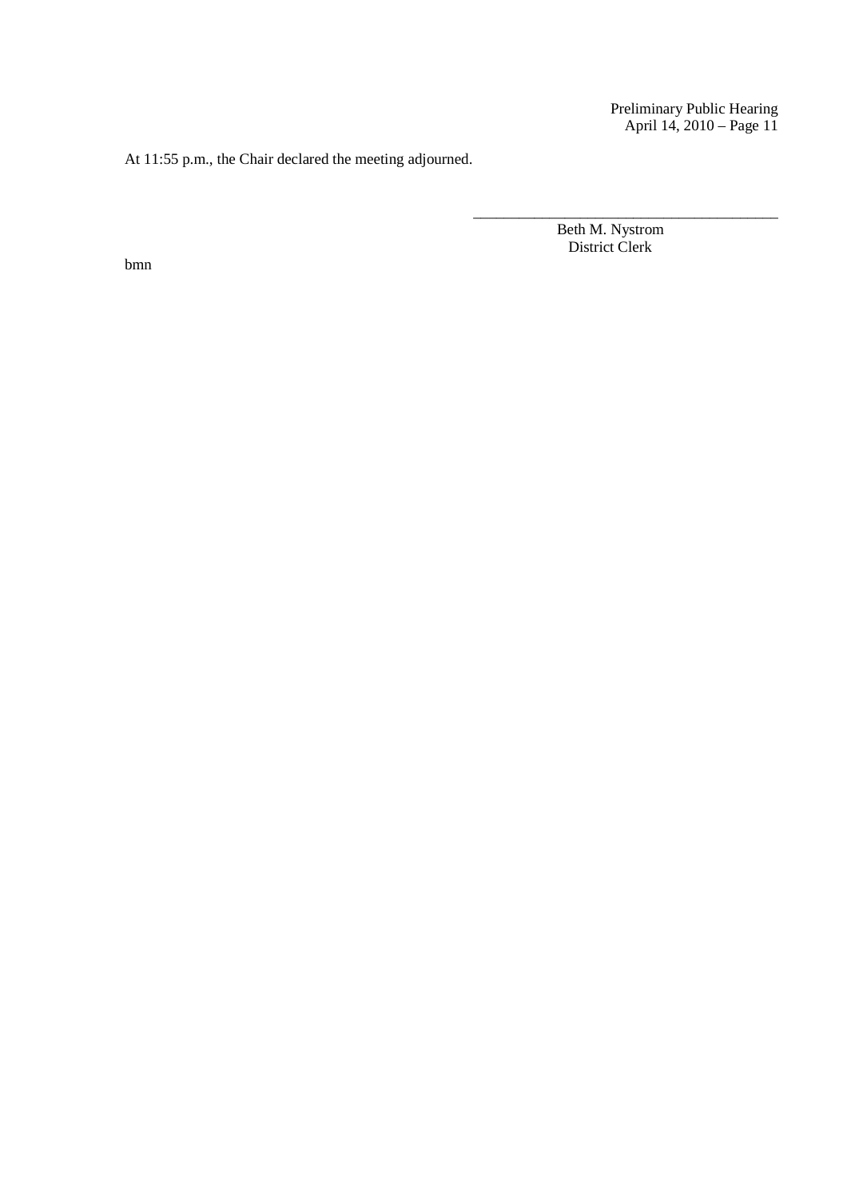At 11:55 p.m., the Chair declared the meeting adjourned.

\_\_\_\_\_\_\_\_\_\_\_\_\_\_\_\_\_\_\_\_\_\_\_\_\_\_\_\_\_\_\_\_\_\_\_\_\_\_\_\_

Beth M. Nystrom
District Clerk

bmn